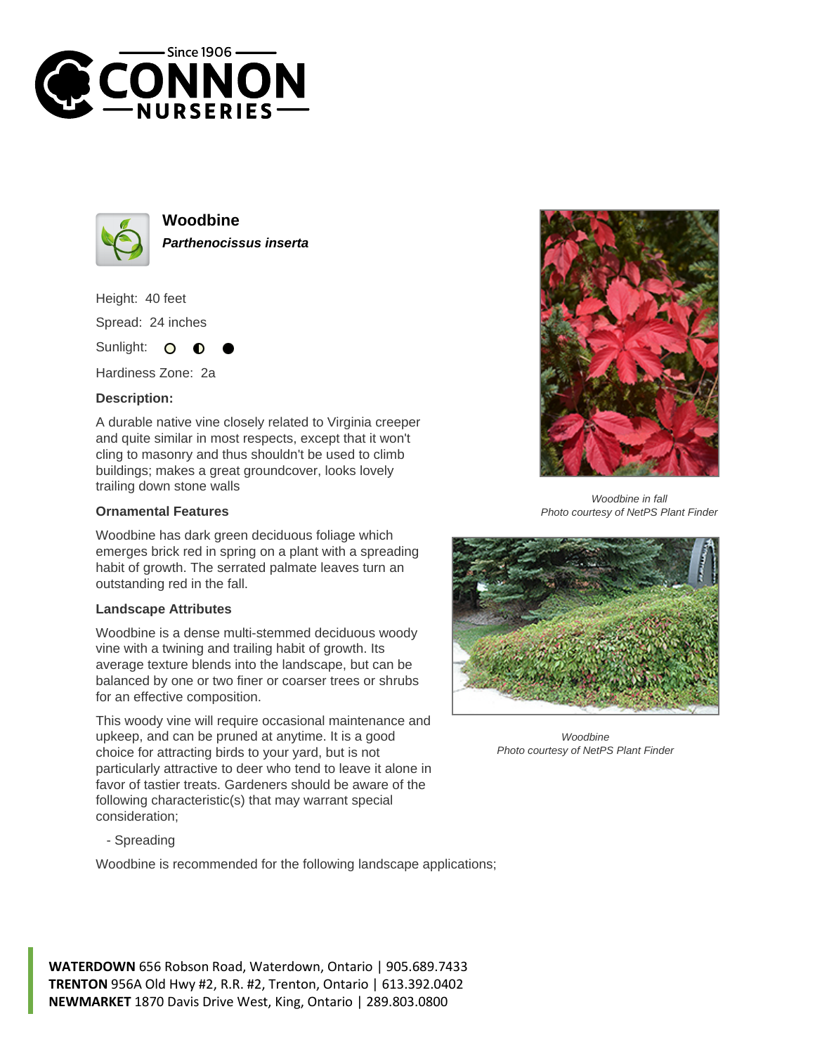# Woodbine

***Parthenocissus inserta***

Height: 40 feet

Spread: 24 inches

Sunlight: ○ ◐ ●

Hardiness Zone: 2a

### Description:

A durable native vine closely related to Virginia creeper and quite similar in most respects, except that it won't cling to masonry and thus shouldn't be used to climb buildings; makes a great groundcover, looks lovely trailing down stone walls

### Ornamental Features

Woodbine has dark green deciduous foliage which emerges brick red in spring on a plant with a spreading habit of growth. The serrated palmate leaves turn an outstanding red in the fall.

### Landscape Attributes

Woodbine is a dense multi-stemmed deciduous woody vine with a twining and trailing habit of growth. Its average texture blends into the landscape, but can be balanced by one or two finer or coarser trees or shrubs for an effective composition.

This woody vine will require occasional maintenance and upkeep, and can be pruned at anytime. It is a good choice for attracting birds to your yard, but is not particularly attractive to deer who tend to leave it alone in favor of tastier treats. Gardeners should be aware of the following characteristic(s) that may warrant special consideration;

- Spreading

Woodbine is recommended for the following landscape applications;

*Woodbine in fall*
*Photo courtesy of NetPS Plant Finder*

*Woodbine*
*Photo courtesy of NetPS Plant Finder*

**WATERDOWN** 656 Robson Road, Waterdown, Ontario | 905.689.7433
**TRENTON** 956A Old Hwy #2, R.R. #2, Trenton, Ontario | 613.392.0402
**NEWMARKET** 1870 Davis Drive West, King, Ontario | 289.803.0800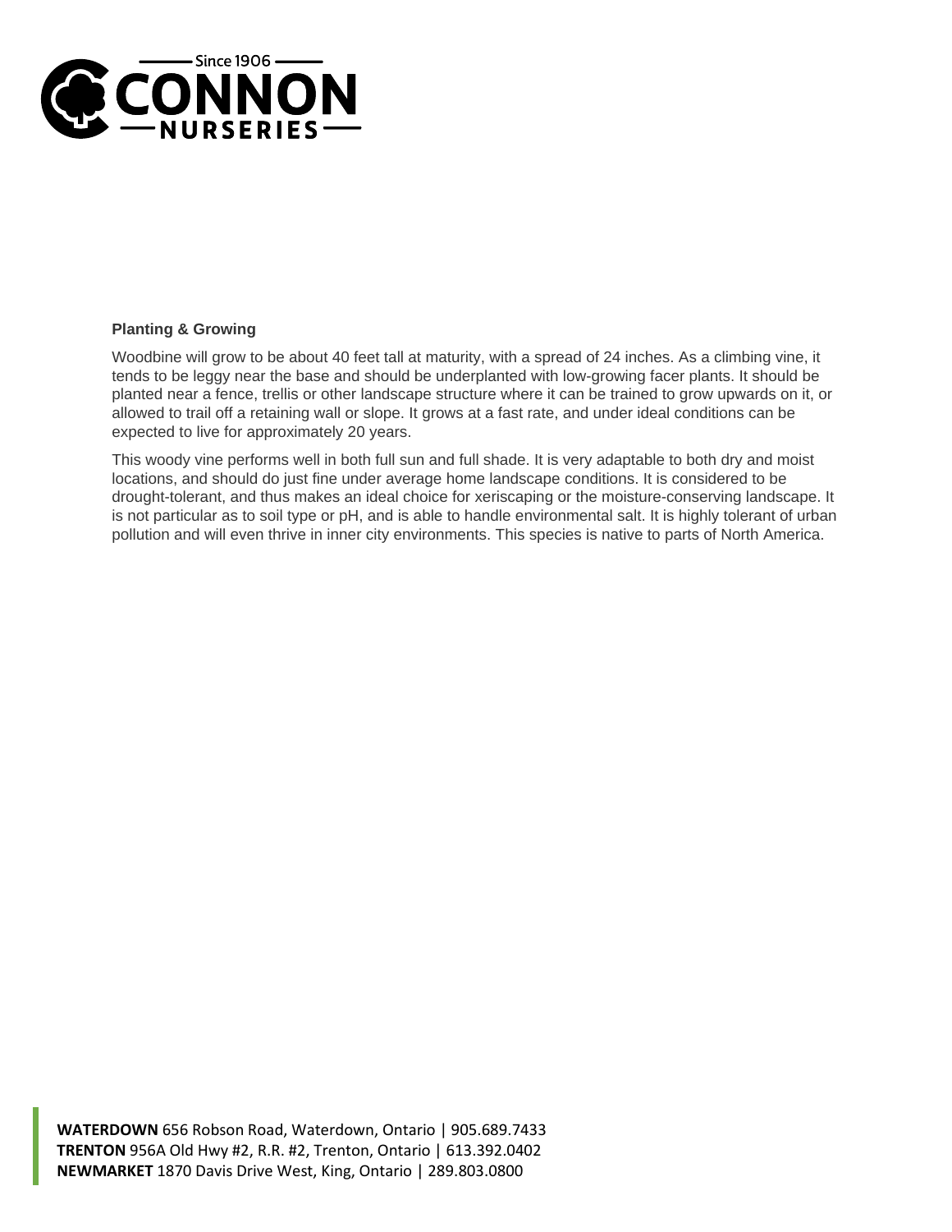### Planting & Growing

Woodbine will grow to be about 40 feet tall at maturity, with a spread of 24 inches. As a climbing vine, it tends to be leggy near the base and should be underplanted with low-growing facer plants. It should be planted near a fence, trellis or other landscape structure where it can be trained to grow upwards on it, or allowed to trail off a retaining wall or slope. It grows at a fast rate, and under ideal conditions can be expected to live for approximately 20 years.

This woody vine performs well in both full sun and full shade. It is very adaptable to both dry and moist locations, and should do just fine under average home landscape conditions. It is considered to be drought-tolerant, and thus makes an ideal choice for xeriscaping or the moisture-conserving landscape. It is not particular as to soil type or pH, and is able to handle environmental salt. It is highly tolerant of urban pollution and will even thrive in inner city environments. This species is native to parts of North America.